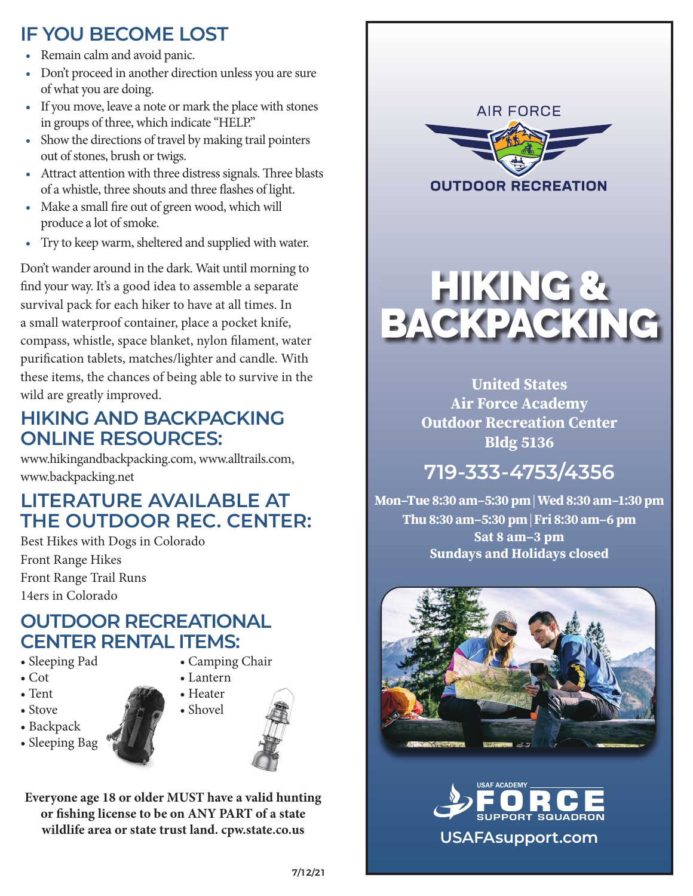## IF YOU BECOME LOST

- Remain calm and avoid panic.
- Don't proceed in another direction unless you are sure of what you are doing.
- If you move, leave a note or mark the place with stones in groups of three, which indicate "HELP."
- Show the directions of travel by making trail pointers out of stones, brush or twigs.
- Attract attention with three distress signals. Three blasts of a whistle, three shouts and three flashes of light.
- Make a small fire out of green wood, which will produce a lot of smoke.
- Try to keep warm, sheltered and supplied with water.

Don't wander around in the dark. Wait until morning to find your way. It's a good idea to assemble a separate survival pack for each hiker to have at all times. In a small waterproof container, place a pocket knife, compass, whistle, space blanket, nylon filament, water purification tablets, matches/lighter and candle. With these items, the chances of being able to survive in the wild are greatly improved.

## HIKING AND BACKPACKING ONLINE RESOURCES:

www.hikingandbackpacking.com, www.alltrails.com, www.backpacking.net

## LITERATURE AVAILABLE AT THE OUTDOOR REC. CENTER:

Best Hikes with Dogs in Colorado
Front Range Hikes
Front Range Trail Runs
14ers in Colorado

## OUTDOOR RECREATIONAL CENTER RENTAL ITEMS:

- Sleeping Pad
- Cot
- Tent
- Stove
- Backpack
- Sleeping Bag
- Camping Chair
- Lantern
- Heater
- Shovel

**Everyone age 18 or older MUST have a valid hunting or fishing license to be on ANY PART of a state wildlife area or state trust land. cpw.state.co.us**

7/12/21

AIR FORCE
OUTDOOR RECREATION

# HIKING & BACKPACKING

**United States**
**Air Force Academy**
**Outdoor Recreation Center**
**Bldg 5136**

**719-333-4753/4356**

**Mon–Tue 8:30 am–5:30 pm | Wed 8:30 am–1:30 pm**
**Thu 8:30 am–5:30 pm | Fri 8:30 am–6 pm**
**Sat 8 am–3 pm**
**Sundays and Holidays closed**

USAF ACADEMY FORCE SUPPORT SQUADRON

**USAFAsupport.com**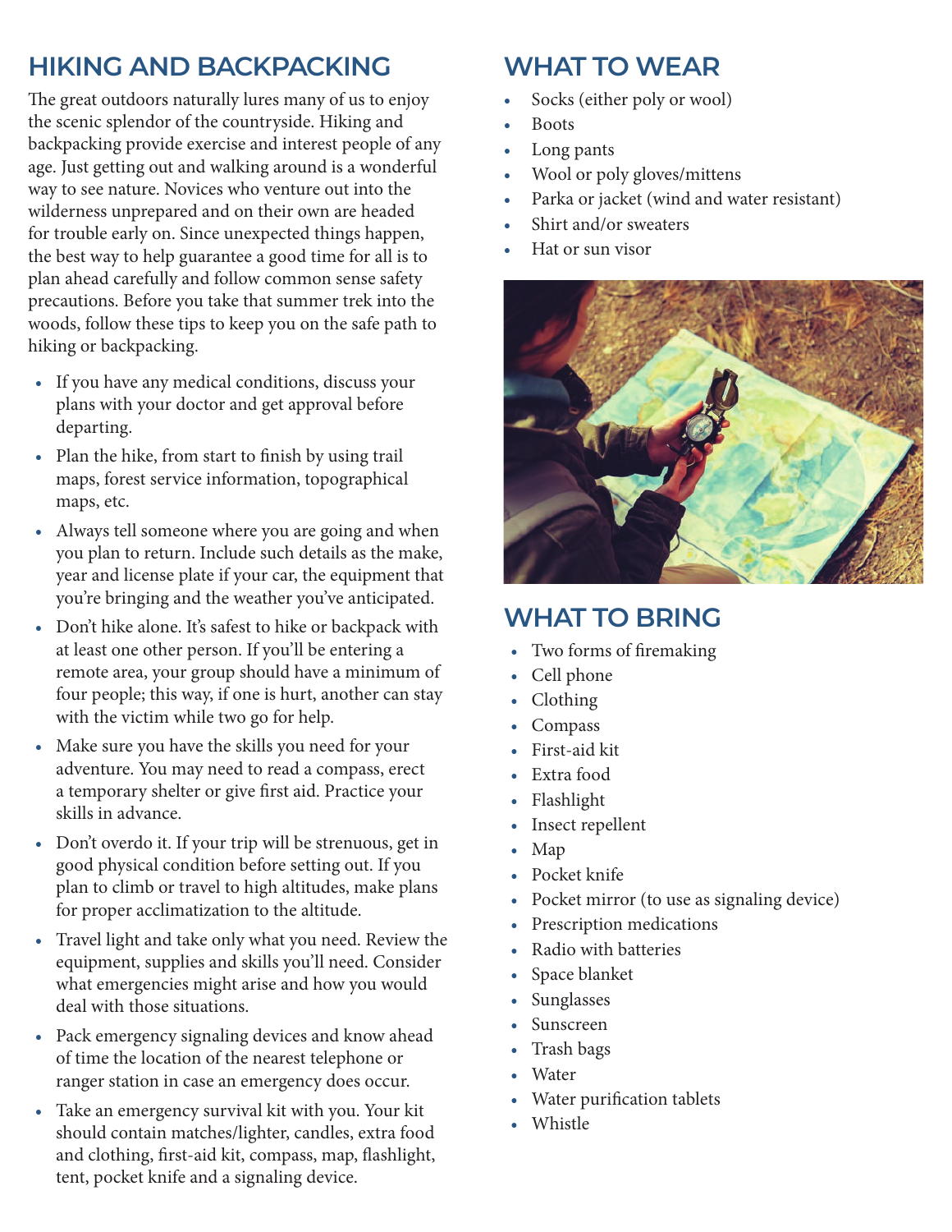# HIKING AND BACKPACKING

The great outdoors naturally lures many of us to enjoy the scenic splendor of the countryside. Hiking and backpacking provide exercise and interest people of any age. Just getting out and walking around is a wonderful way to see nature. Novices who venture out into the wilderness unprepared and on their own are headed for trouble early on. Since unexpected things happen, the best way to help guarantee a good time for all is to plan ahead carefully and follow common sense safety precautions. Before you take that summer trek into the woods, follow these tips to keep you on the safe path to hiking or backpacking.

- If you have any medical conditions, discuss your plans with your doctor and get approval before departing.
- Plan the hike, from start to finish by using trail maps, forest service information, topographical maps, etc.
- Always tell someone where you are going and when you plan to return. Include such details as the make, year and license plate if your car, the equipment that you're bringing and the weather you've anticipated.
- Don't hike alone. It's safest to hike or backpack with at least one other person. If you'll be entering a remote area, your group should have a minimum of four people; this way, if one is hurt, another can stay with the victim while two go for help.
- Make sure you have the skills you need for your adventure. You may need to read a compass, erect a temporary shelter or give first aid. Practice your skills in advance.
- Don't overdo it. If your trip will be strenuous, get in good physical condition before setting out. If you plan to climb or travel to high altitudes, make plans for proper acclimatization to the altitude.
- Travel light and take only what you need. Review the equipment, supplies and skills you'll need. Consider what emergencies might arise and how you would deal with those situations.
- Pack emergency signaling devices and know ahead of time the location of the nearest telephone or ranger station in case an emergency does occur.
- Take an emergency survival kit with you. Your kit should contain matches/lighter, candles, extra food and clothing, first-aid kit, compass, map, flashlight, tent, pocket knife and a signaling device.

# WHAT TO WEAR

- Socks (either poly or wool)
- Boots
- Long pants
- Wool or poly gloves/mittens
- Parka or jacket (wind and water resistant)
- Shirt and/or sweaters
- Hat or sun visor

# WHAT TO BRING

- Two forms of firemaking
- Cell phone
- Clothing
- Compass
- First-aid kit
- Extra food
- Flashlight
- Insect repellent
- Map
- Pocket knife
- Pocket mirror (to use as signaling device)
- Prescription medications
- Radio with batteries
- Space blanket
- Sunglasses
- Sunscreen
- Trash bags
- Water
- Water purification tablets
- Whistle